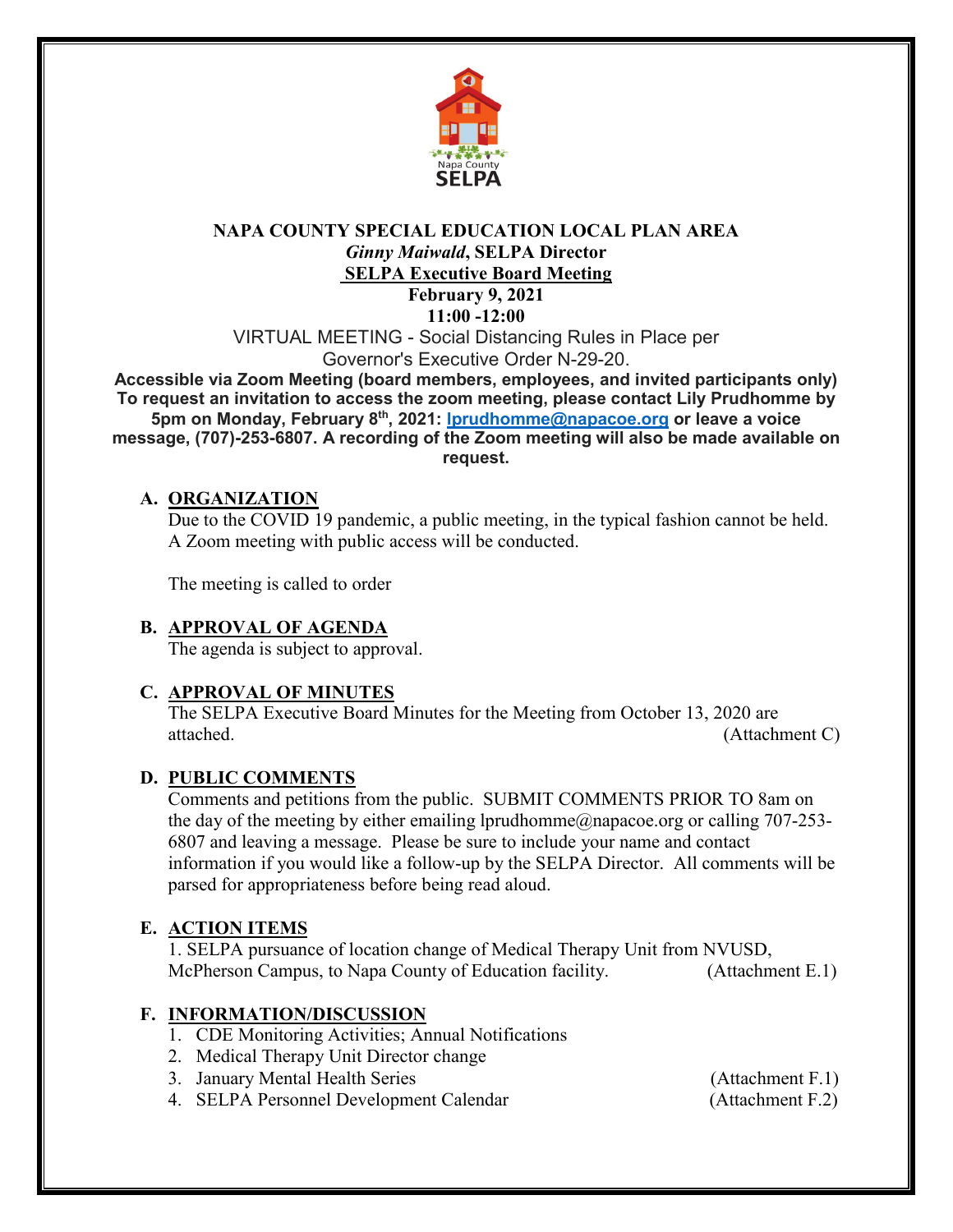# NAPA COUNTY SPECIAL EDUCATION LOCAL PLAN AREA

***Ginny Maiwald*, SELPA Director**

**SELPA Executive Board Meeting**

**February 9, 2021**

**11:00 -12:00**

VIRTUAL MEETING - Social Distancing Rules in Place per Governor's Executive Order N-29-20.

**Accessible via Zoom Meeting (board members, employees, and invited participants only) To request an invitation to access the zoom meeting, please contact Lily Prudhomme by 5pm on Monday, February 8th, 2021: lprudhomme@napacoe.org or leave a voice message, (707)-253-6807. A recording of the Zoom meeting will also be made available on request.**

## A. ORGANIZATION

Due to the COVID 19 pandemic, a public meeting, in the typical fashion cannot be held. A Zoom meeting with public access will be conducted.

The meeting is called to order

## B. APPROVAL OF AGENDA

The agenda is subject to approval.

## C. APPROVAL OF MINUTES

The SELPA Executive Board Minutes for the Meeting from October 13, 2020 are attached. (Attachment C)

## D. PUBLIC COMMENTS

Comments and petitions from the public. SUBMIT COMMENTS PRIOR TO 8am on the day of the meeting by either emailing lprudhomme@napacoe.org or calling 707-253-6807 and leaving a message. Please be sure to include your name and contact information if you would like a follow-up by the SELPA Director. All comments will be parsed for appropriateness before being read aloud.

## E. ACTION ITEMS

1. SELPA pursuance of location change of Medical Therapy Unit from NVUSD, McPherson Campus, to Napa County of Education facility. (Attachment E.1)

## F. INFORMATION/DISCUSSION

1. CDE Monitoring Activities; Annual Notifications
2. Medical Therapy Unit Director change
3. January Mental Health Series (Attachment F.1)
4. SELPA Personnel Development Calendar (Attachment F.2)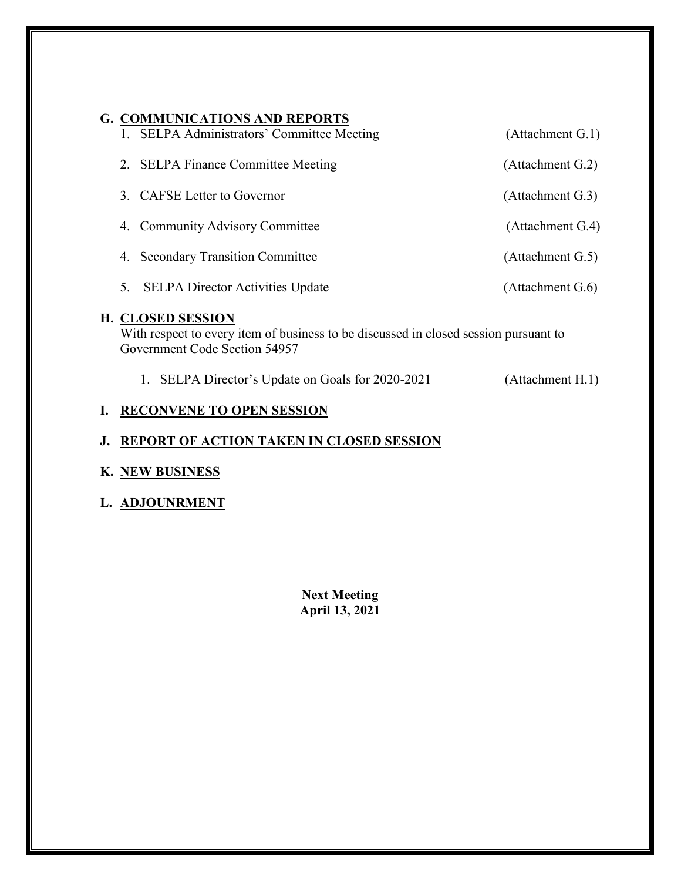## G. COMMUNICATIONS AND REPORTS

1. SELPA Administrators' Committee Meeting (Attachment G.1)
2. SELPA Finance Committee Meeting (Attachment G.2)
3. CAFSE Letter to Governor (Attachment G.3)
4. Community Advisory Committee (Attachment G.4)

4\. Secondary Transition Committee (Attachment G.5)

5\. SELPA Director Activities Update (Attachment G.6)

## H. CLOSED SESSION

With respect to every item of business to be discussed in closed session pursuant to Government Code Section 54957

1. SELPA Director's Update on Goals for 2020-2021 (Attachment H.1)

## I. RECONVENE TO OPEN SESSION

## J. REPORT OF ACTION TAKEN IN CLOSED SESSION

## K. NEW BUSINESS

## L. ADJOUNRMENT

**Next Meeting**
**April 13, 2021**